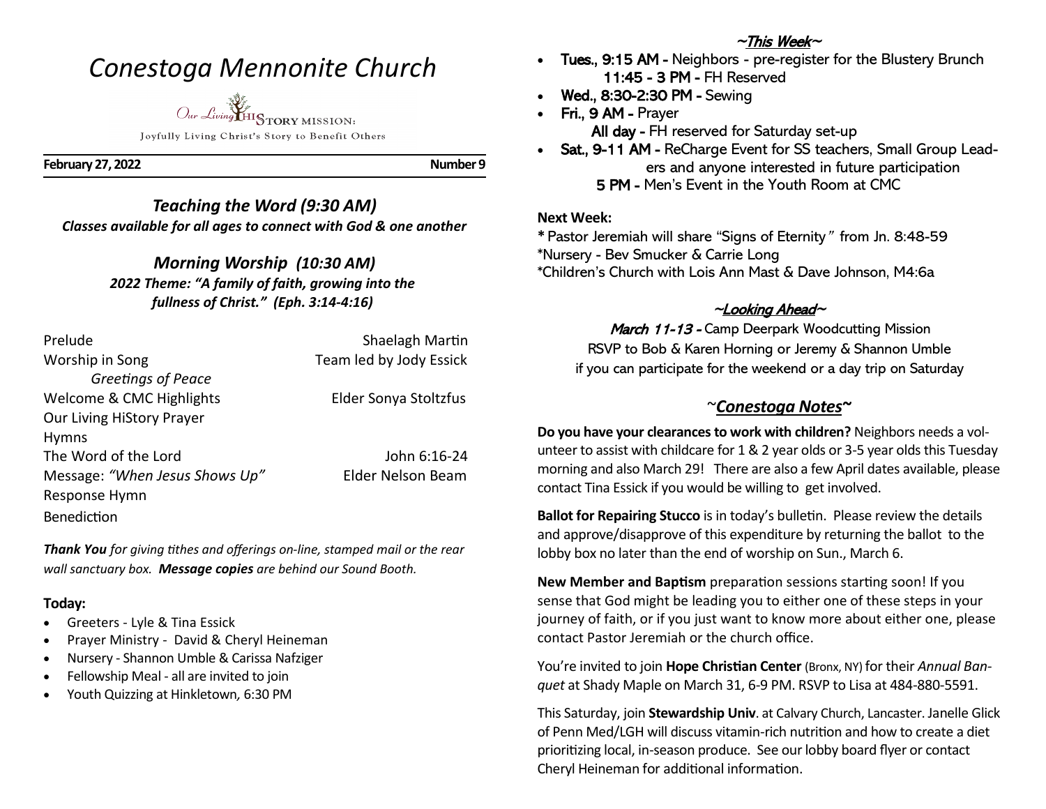# *Conestoga Mennonite Church*

Our Living HISTORY MISSION:

Joyfully Living Christ's Story to Benefit Others

**February 27, 2022** **Number 9**

## *Teaching the Word (9:30 AM)*

***Classes available for all ages to connect with God & one another***

## *Morning Worship (10:30 AM)*

***2022 Theme: "A family of faith, growing into the fullness of Christ." (Eph. 3:14-4:16)***

| | |
|---|---|
| Prelude | Shaelagh Martin |
| Worship in Song | Team led by Jody Essick |
| *Greetings of Peace* | |
| Welcome & CMC Highlights | Elder Sonya Stoltzfus |
| Our Living HiStory Prayer | |
| Hymns | |
| The Word of the Lord | John 6:16-24 |
| Message: *"When Jesus Shows Up"* | Elder Nelson Beam |
| Response Hymn | |
| Benediction | |

***Thank You** for giving tithes and offerings on-line, stamped mail or the rear wall sanctuary box. **Message copies** are behind our Sound Booth.*

**Today:**

- Greeters - Lyle & Tina Essick
- Prayer Ministry - David & Cheryl Heineman
- Nursery - Shannon Umble & Carissa Nafziger
- Fellowship Meal - all are invited to join
- Youth Quizzing at Hinkletown, 6:30 PM

## ~This Week~

- **Tues., 9:15 AM -** Neighbors - pre-register for the Blustery Brunch
  **11:45 - 3 PM -** FH Reserved
- **Wed., 8:30-2:30 PM -** Sewing
- **Fri., 9 AM -** Prayer
  **All day -** FH reserved for Saturday set-up
- **Sat., 9-11 AM -** ReCharge Event for SS teachers, Small Group Leaders and anyone interested in future participation
  **5 PM -** Men's Event in the Youth Room at CMC

**Next Week:**

\* Pastor Jeremiah will share "Signs of Eternity" from Jn. 8:48-59
\*Nursery - Bev Smucker & Carrie Long
\*Children's Church with Lois Ann Mast & Dave Johnson, M4:6a

## ~Looking Ahead~

*March 11-13 -* Camp Deerpark Woodcutting Mission
RSVP to Bob & Karen Horning or Jeremy & Shannon Umble
if you can participate for the weekend or a day trip on Saturday

## ~*Conestoga Notes*~

**Do you have your clearances to work with children?** Neighbors needs a volunteer to assist with childcare for 1 & 2 year olds or 3-5 year olds this Tuesday morning and also March 29! There are also a few April dates available, please contact Tina Essick if you would be willing to get involved.

**Ballot for Repairing Stucco** is in today's bulletin. Please review the details and approve/disapprove of this expenditure by returning the ballot to the lobby box no later than the end of worship on Sun., March 6.

**New Member and Baptism** preparation sessions starting soon! If you sense that God might be leading you to either one of these steps in your journey of faith, or if you just want to know more about either one, please contact Pastor Jeremiah or the church office.

You're invited to join **Hope Christian Center** (Bronx, NY) for their *Annual Banquet* at Shady Maple on March 31, 6-9 PM. RSVP to Lisa at 484-880-5591.

This Saturday, join **Stewardship Univ**. at Calvary Church, Lancaster. Janelle Glick of Penn Med/LGH will discuss vitamin-rich nutrition and how to create a diet prioritizing local, in-season produce. See our lobby board flyer or contact Cheryl Heineman for additional information.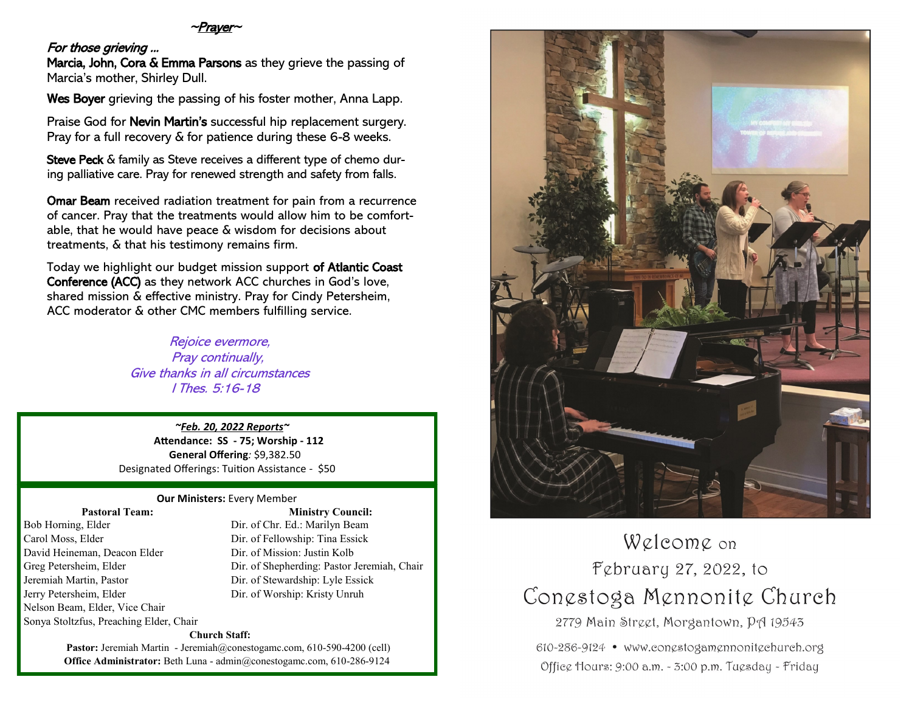## ~Prayer~

*For those grieving ...*

**Marcia, John, Cora & Emma Parsons** as they grieve the passing of Marcia's mother, Shirley Dull.

**Wes Boyer** grieving the passing of his foster mother, Anna Lapp.

Praise God for **Nevin Martin's** successful hip replacement surgery. Pray for a full recovery & for patience during these 6-8 weeks.

**Steve Peck** & family as Steve receives a different type of chemo during palliative care. Pray for renewed strength and safety from falls.

**Omar Beam** received radiation treatment for pain from a recurrence of cancer. Pray that the treatments would allow him to be comfortable, that he would have peace & wisdom for decisions about treatments, & that his testimony remains firm.

Today we highlight our budget mission support **of Atlantic Coast Conference (ACC)** as they network ACC churches in God's love, shared mission & effective ministry. Pray for Cindy Petersheim, ACC moderator & other CMC members fulfilling service.

*Rejoice evermore,*
*Pray continually,*
*Give thanks in all circumstances*
*I Thes. 5:16-18*

***~Feb. 20, 2022 Reports~***

**Attendance: SS - 75; Worship - 112**

**General Offering**: $9,382.50

Designated Offerings: Tuition Assistance - $50

**Our Ministers:** Every Member

**Pastoral Team:**
- Bob Horning, Elder
- Carol Moss, Elder
- David Heineman, Deacon Elder
- Greg Petersheim, Elder
- Jeremiah Martin, Pastor
- Jerry Petersheim, Elder
- Nelson Beam, Elder, Vice Chair
- Sonya Stoltzfus, Preaching Elder, Chair

**Ministry Council:**
- Dir. of Chr. Ed.: Marilyn Beam
- Dir. of Fellowship: Tina Essick
- Dir. of Mission: Justin Kolb
- Dir. of Shepherding: Pastor Jeremiah, Chair
- Dir. of Stewardship: Lyle Essick
- Dir. of Worship: Kristy Unruh

**Church Staff:**

**Pastor:** Jeremiah Martin - Jeremiah@conestogamc.com, 610-590-4200 (cell)

**Office Administrator:** Beth Luna - admin@conestogamc.com, 610-286-9124

# Welcome on February 27, 2022, to Conestoga Mennonite Church

2779 Main Street, Morgantown, PA 19543

610-286-9124 • www.conestogamennonitechurch.org

Office Hours: 9:00 a.m. - 3:00 p.m. Tuesday - Friday